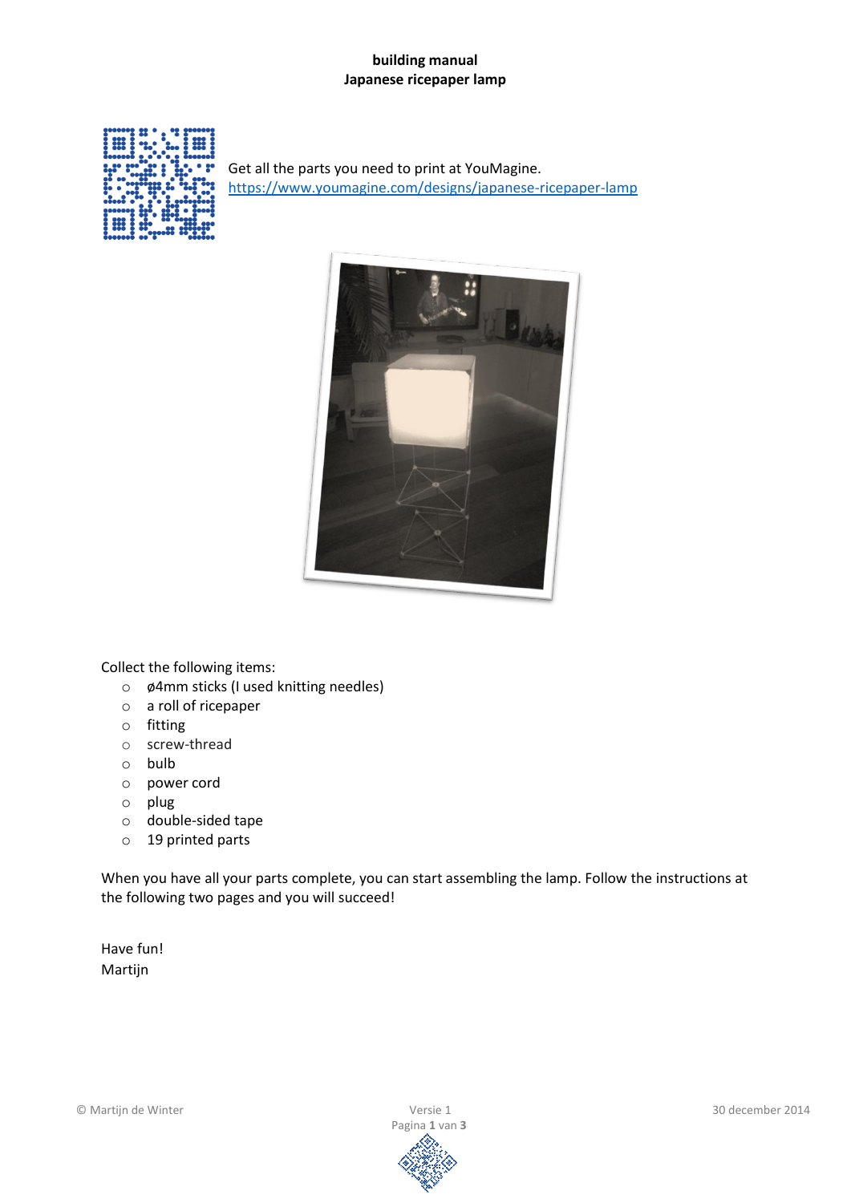**building manual**
**Japanese ricepaper lamp**

Get all the parts you need to print at YouMagine.
https://www.youmagine.com/designs/japanese-ricepaper-lamp

Collect the following items:

- ø4mm sticks (I used knitting needles)
- a roll of ricepaper
- fitting
- screw-thread
- bulb
- power cord
- plug
- double-sided tape
- 19 printed parts

When you have all your parts complete, you can start assembling the lamp. Follow the instructions at the following two pages and you will succeed!

Have fun!
Martijn

© Martijn de Winter — Versie 1 — 30 december 2014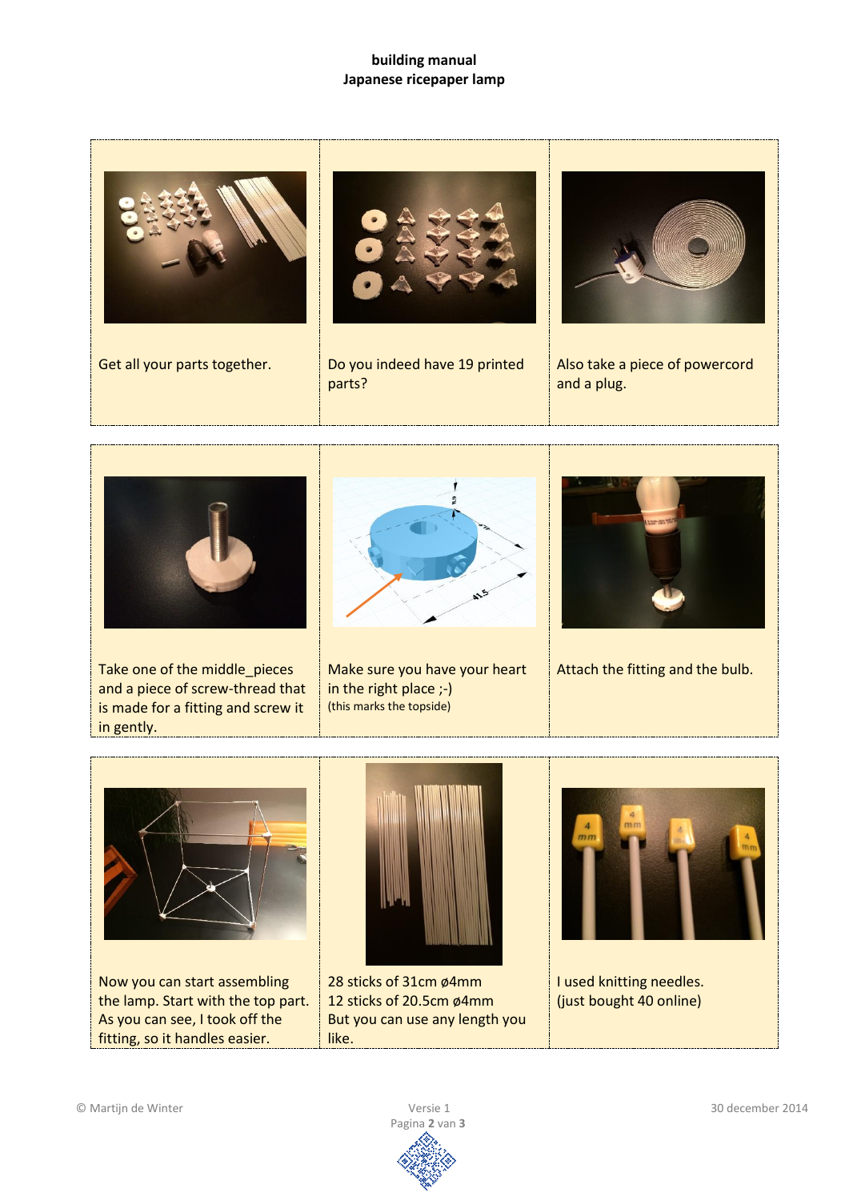**building manual**
**Japanese ricepaper lamp**

| | | |
|---|---|---|
| Get all your parts together. | Do you indeed have 19 printed parts? | Also take a piece of powercord and a plug. |
| Take one of the middle_pieces and a piece of screw-thread that is made for a fitting and screw it in gently. | Make sure you have your heart in the right place ;-) (this marks the topside) | Attach the fitting and the bulb. |
| Now you can start assembling the lamp. Start with the top part. As you can see, I took off the fitting, so it handles easier. | 28 sticks of 31cm ø4mm<br>12 sticks of 20.5cm ø4mm<br>But you can use any length you like. | I used knitting needles.<br>(just bought 40 online) |

© Martijn de Winter — Versie 1 — 30 december 2014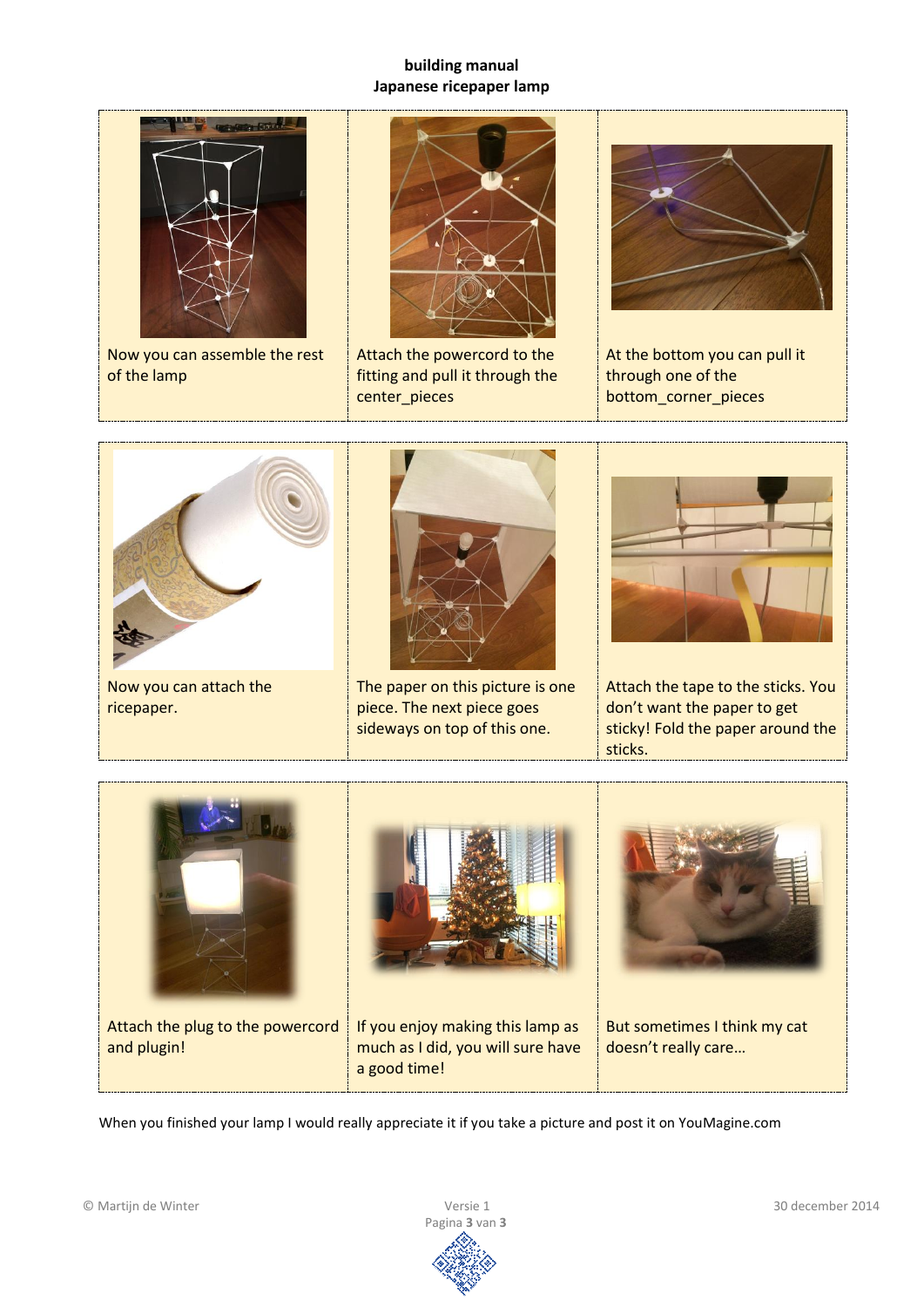**building manual**
**Japanese ricepaper lamp**

| | | |
|---|---|---|
| Now you can assemble the rest of the lamp | Attach the powercord to the fitting and pull it through the center_pieces | At the bottom you can pull it through one of the bottom_corner_pieces |
| Now you can attach the ricepaper. | The paper on this picture is one piece. The next piece goes sideways on top of this one. | Attach the tape to the sticks. You don't want the paper to get sticky! Fold the paper around the sticks. |
| Attach the plug to the powercord and plugin! | If you enjoy making this lamp as much as I did, you will sure have a good time! | But sometimes I think my cat doesn't really care… |

When you finished your lamp I would really appreciate it if you take a picture and post it on YouMagine.com

© Martijn de Winter

Versie 1

30 december 2014